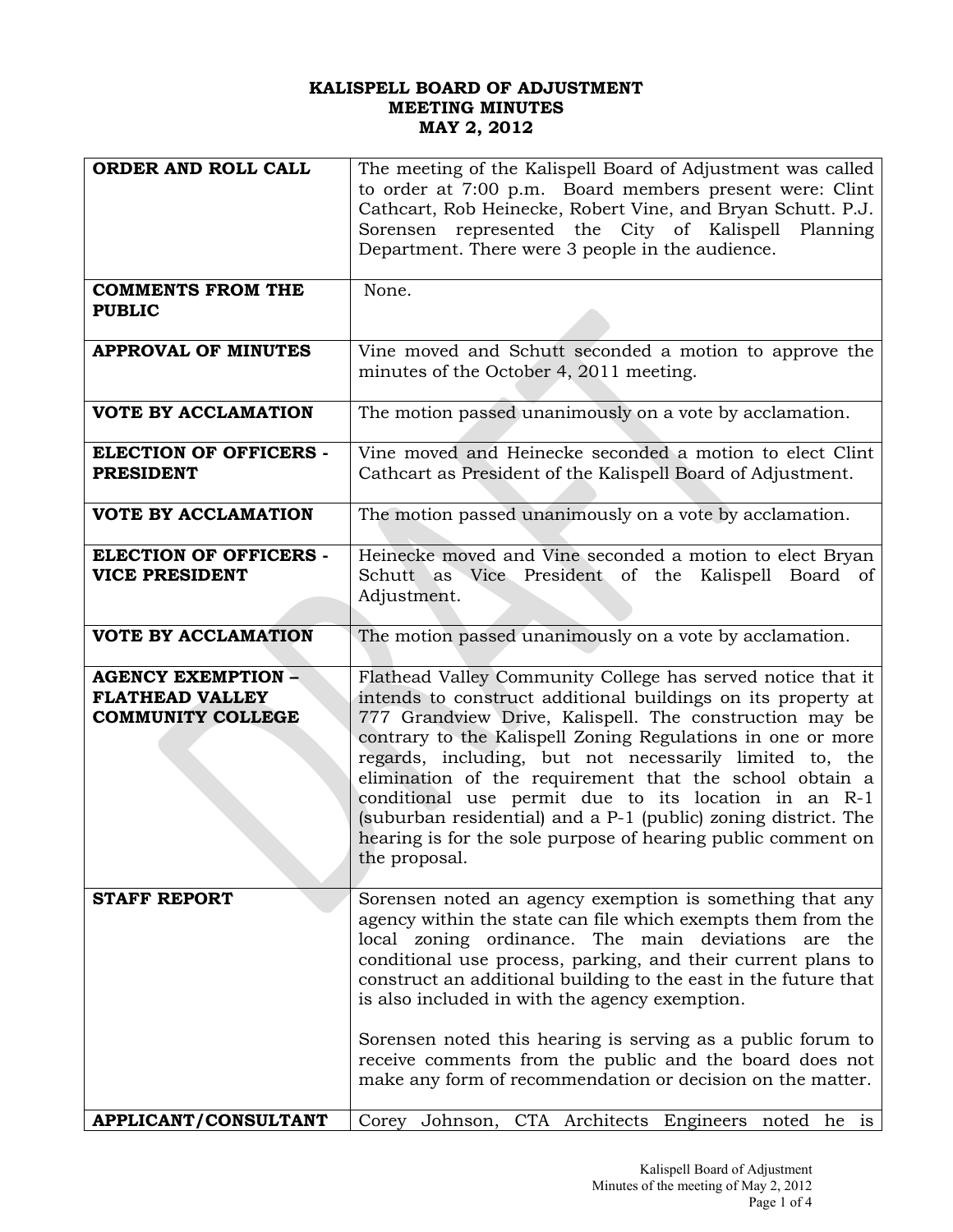# KALISPELL BOARD OF ADJUSTMENT
## MEETING MINUTES
## MAY 2, 2012

| | |
|---|---|
| **ORDER AND ROLL CALL** | The meeting of the Kalispell Board of Adjustment was called to order at 7:00 p.m. Board members present were: Clint Cathcart, Rob Heinecke, Robert Vine, and Bryan Schutt. P.J. Sorensen represented the City of Kalispell Planning Department. There were 3 people in the audience. |
| **COMMENTS FROM THE PUBLIC** | None. |
| **APPROVAL OF MINUTES** | Vine moved and Schutt seconded a motion to approve the minutes of the October 4, 2011 meeting. |
| **VOTE BY ACCLAMATION** | The motion passed unanimously on a vote by acclamation. |
| **ELECTION OF OFFICERS - PRESIDENT** | Vine moved and Heinecke seconded a motion to elect Clint Cathcart as President of the Kalispell Board of Adjustment. |
| **VOTE BY ACCLAMATION** | The motion passed unanimously on a vote by acclamation. |
| **ELECTION OF OFFICERS - VICE PRESIDENT** | Heinecke moved and Vine seconded a motion to elect Bryan Schutt as Vice President of the Kalispell Board of Adjustment. |
| **VOTE BY ACCLAMATION** | The motion passed unanimously on a vote by acclamation. |
| **AGENCY EXEMPTION – FLATHEAD VALLEY COMMUNITY COLLEGE** | Flathead Valley Community College has served notice that it intends to construct additional buildings on its property at 777 Grandview Drive, Kalispell. The construction may be contrary to the Kalispell Zoning Regulations in one or more regards, including, but not necessarily limited to, the elimination of the requirement that the school obtain a conditional use permit due to its location in an R-1 (suburban residential) and a P-1 (public) zoning district. The hearing is for the sole purpose of hearing public comment on the proposal. |
| **STAFF REPORT** | Sorensen noted an agency exemption is something that any agency within the state can file which exempts them from the local zoning ordinance. The main deviations are the conditional use process, parking, and their current plans to construct an additional building to the east in the future that is also included in with the agency exemption.<br><br>Sorensen noted this hearing is serving as a public forum to receive comments from the public and the board does not make any form of recommendation or decision on the matter. |
| **APPLICANT/CONSULTANT** | Corey Johnson, CTA Architects Engineers noted he is |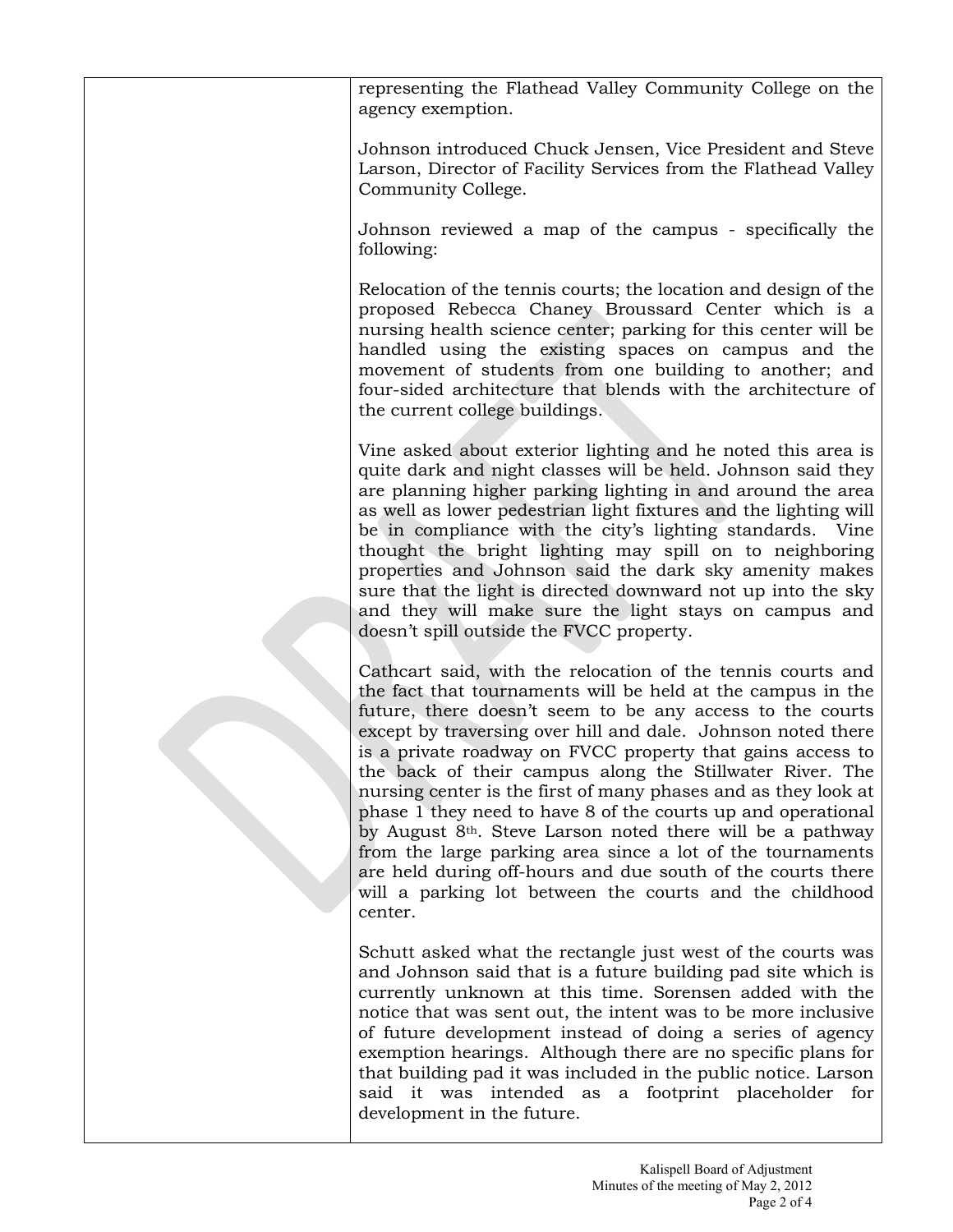representing the Flathead Valley Community College on the agency exemption.

Johnson introduced Chuck Jensen, Vice President and Steve Larson, Director of Facility Services from the Flathead Valley Community College.

Johnson reviewed a map of the campus - specifically the following:

Relocation of the tennis courts; the location and design of the proposed Rebecca Chaney Broussard Center which is a nursing health science center; parking for this center will be handled using the existing spaces on campus and the movement of students from one building to another; and four-sided architecture that blends with the architecture of the current college buildings.

Vine asked about exterior lighting and he noted this area is quite dark and night classes will be held. Johnson said they are planning higher parking lighting in and around the area as well as lower pedestrian light fixtures and the lighting will be in compliance with the city's lighting standards. Vine thought the bright lighting may spill on to neighboring properties and Johnson said the dark sky amenity makes sure that the light is directed downward not up into the sky and they will make sure the light stays on campus and doesn't spill outside the FVCC property.

Cathcart said, with the relocation of the tennis courts and the fact that tournaments will be held at the campus in the future, there doesn't seem to be any access to the courts except by traversing over hill and dale. Johnson noted there is a private roadway on FVCC property that gains access to the back of their campus along the Stillwater River. The nursing center is the first of many phases and as they look at phase 1 they need to have 8 of the courts up and operational by August 8th. Steve Larson noted there will be a pathway from the large parking area since a lot of the tournaments are held during off-hours and due south of the courts there will a parking lot between the courts and the childhood center.

Schutt asked what the rectangle just west of the courts was and Johnson said that is a future building pad site which is currently unknown at this time. Sorensen added with the notice that was sent out, the intent was to be more inclusive of future development instead of doing a series of agency exemption hearings. Although there are no specific plans for that building pad it was included in the public notice. Larson said it was intended as a footprint placeholder for development in the future.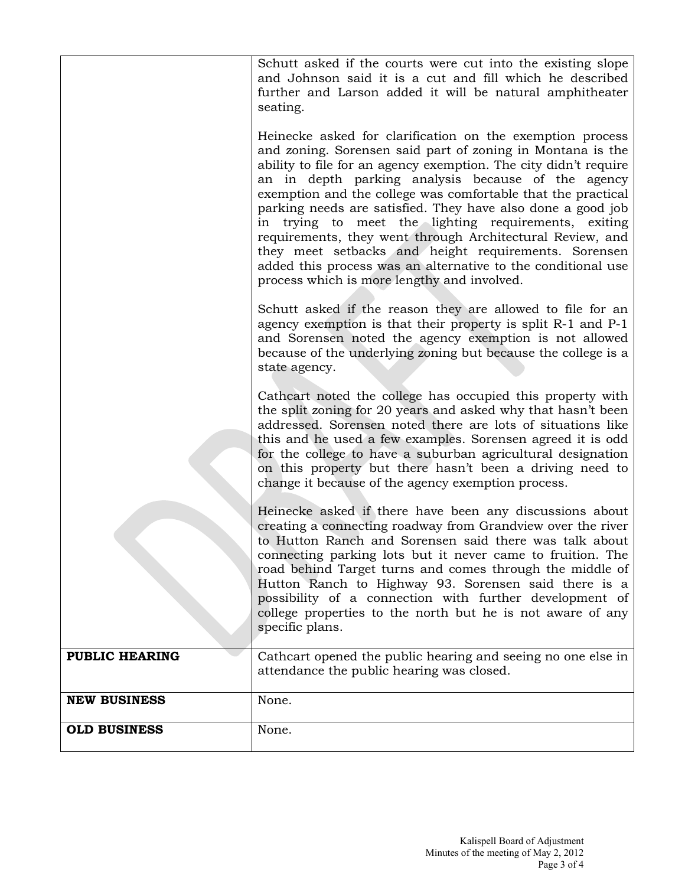| | |
|---|---|
| | Schutt asked if the courts were cut into the existing slope and Johnson said it is a cut and fill which he described further and Larson added it will be natural amphitheater seating.<br><br>Heinecke asked for clarification on the exemption process and zoning. Sorensen said part of zoning in Montana is the ability to file for an agency exemption. The city didn't require an in depth parking analysis because of the agency exemption and the college was comfortable that the practical parking needs are satisfied. They have also done a good job in trying to meet the lighting requirements, exiting requirements, they went through Architectural Review, and they meet setbacks and height requirements. Sorensen added this process was an alternative to the conditional use process which is more lengthy and involved.<br><br>Schutt asked if the reason they are allowed to file for an agency exemption is that their property is split R-1 and P-1 and Sorensen noted the agency exemption is not allowed because of the underlying zoning but because the college is a state agency.<br><br>Cathcart noted the college has occupied this property with the split zoning for 20 years and asked why that hasn't been addressed. Sorensen noted there are lots of situations like this and he used a few examples. Sorensen agreed it is odd for the college to have a suburban agricultural designation on this property but there hasn't been a driving need to change it because of the agency exemption process.<br><br>Heinecke asked if there have been any discussions about creating a connecting roadway from Grandview over the river to Hutton Ranch and Sorensen said there was talk about connecting parking lots but it never came to fruition. The road behind Target turns and comes through the middle of Hutton Ranch to Highway 93. Sorensen said there is a possibility of a connection with further development of college properties to the north but he is not aware of any specific plans. |
| **PUBLIC HEARING** | Cathcart opened the public hearing and seeing no one else in attendance the public hearing was closed. |
| **NEW BUSINESS** | None. |
| **OLD BUSINESS** | None. |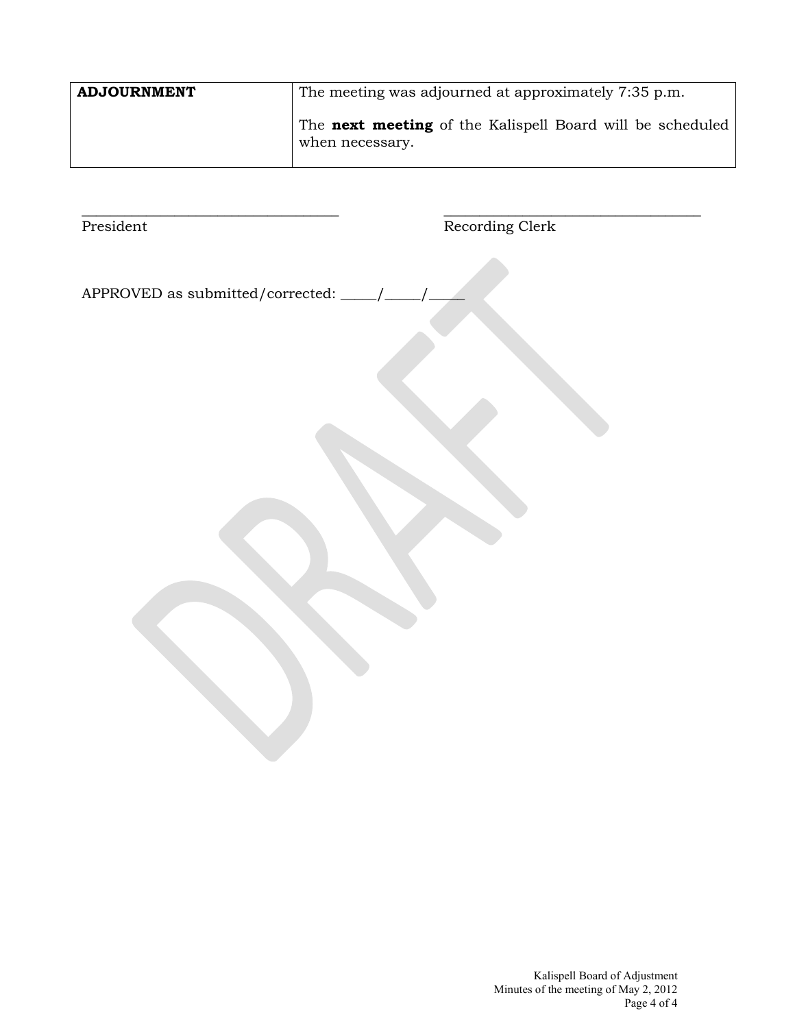| | |
|---|---|
| **ADJOURNMENT** | The meeting was adjourned at approximately 7:35 p.m.<br><br>The **next meeting** of the Kalispell Board will be scheduled when necessary. |

___________________________________ ___________________________________

President Recording Clerk

APPROVED as submitted/corrected: _____/_____/_____